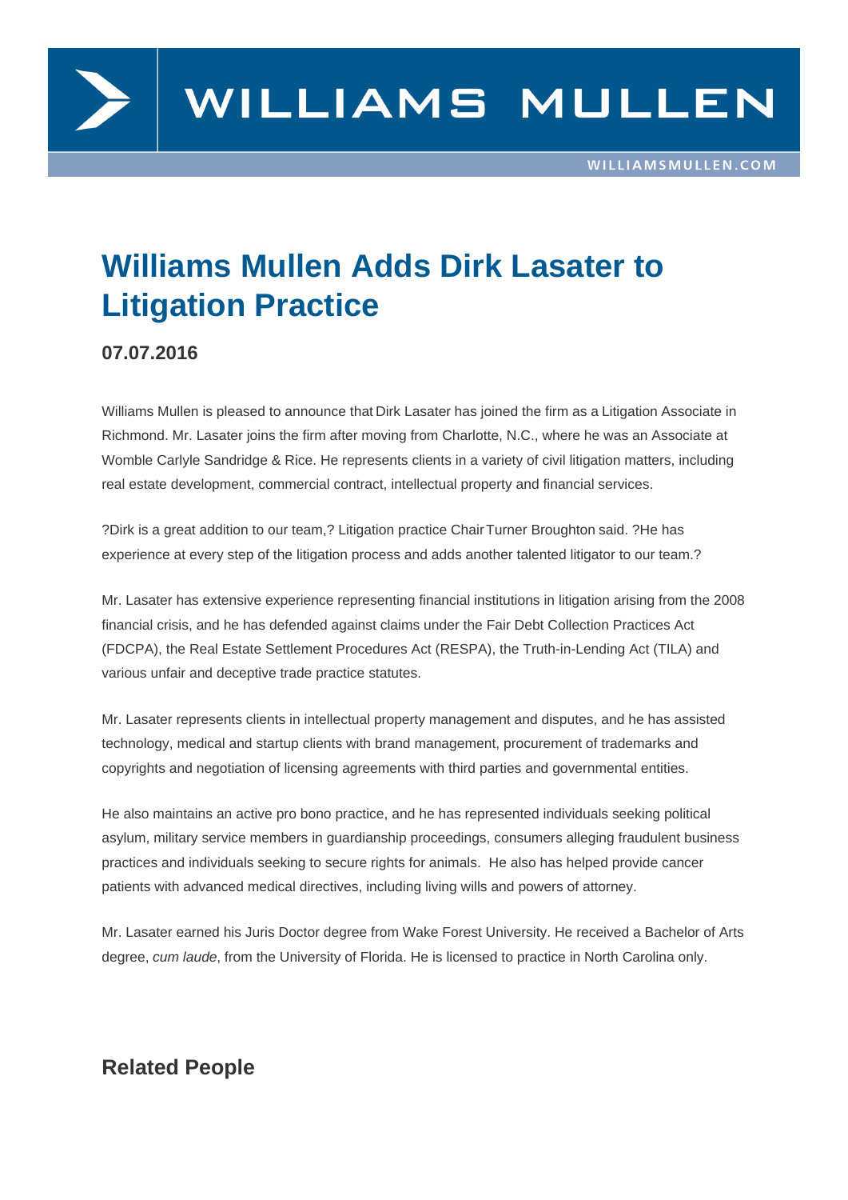# Williams Mullen Adds Dirk Lasater to Litigation Practice

**07.07.2016**

Williams Mullen is pleased to announce that Dirk Lasater has joined the firm as a Litigation Associate in Richmond. Mr. Lasater joins the firm after moving from Charlotte, N.C., where he was an Associate at Womble Carlyle Sandridge & Rice. He represents clients in a variety of civil litigation matters, including real estate development, commercial contract, intellectual property and financial services.

?Dirk is a great addition to our team,? Litigation practice Chair Turner Broughton said. ?He has experience at every step of the litigation process and adds another talented litigator to our team.?

Mr. Lasater has extensive experience representing financial institutions in litigation arising from the 2008 financial crisis, and he has defended against claims under the Fair Debt Collection Practices Act (FDCPA), the Real Estate Settlement Procedures Act (RESPA), the Truth-in-Lending Act (TILA) and various unfair and deceptive trade practice statutes.

Mr. Lasater represents clients in intellectual property management and disputes, and he has assisted technology, medical and startup clients with brand management, procurement of trademarks and copyrights and negotiation of licensing agreements with third parties and governmental entities.

He also maintains an active pro bono practice, and he has represented individuals seeking political asylum, military service members in guardianship proceedings, consumers alleging fraudulent business practices and individuals seeking to secure rights for animals. He also has helped provide cancer patients with advanced medical directives, including living wills and powers of attorney.

Mr. Lasater earned his Juris Doctor degree from Wake Forest University. He received a Bachelor of Arts degree, *cum laude*, from the University of Florida. He is licensed to practice in North Carolina only.

## Related People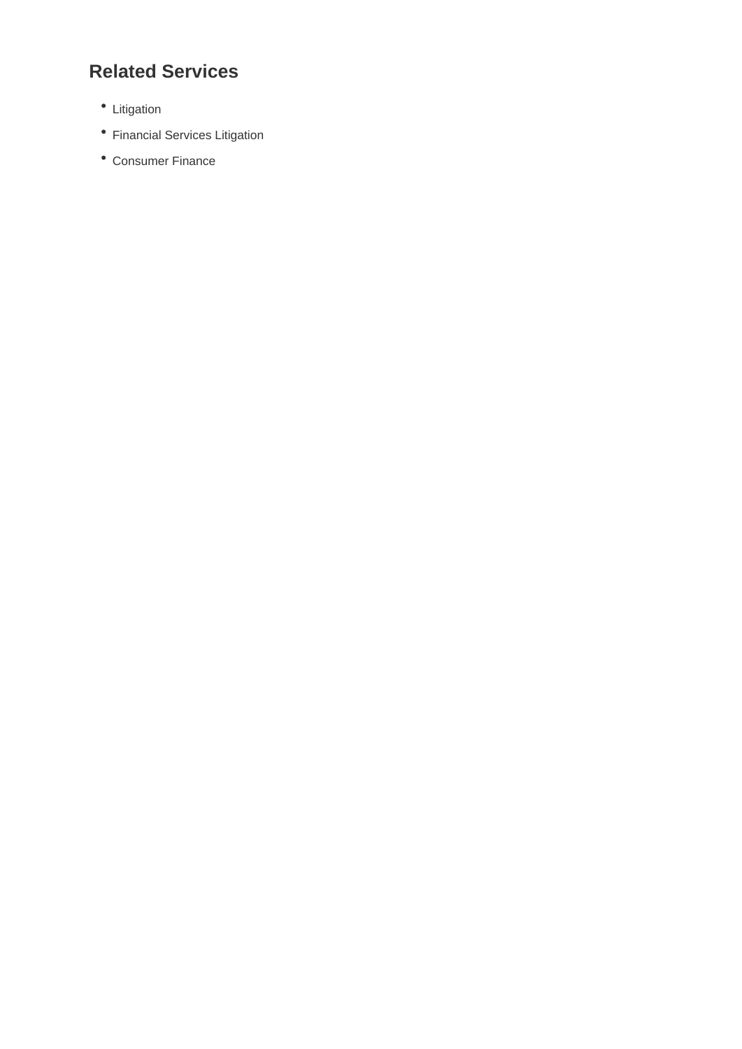## Related Services

- Litigation
- Financial Services Litigation
- Consumer Finance